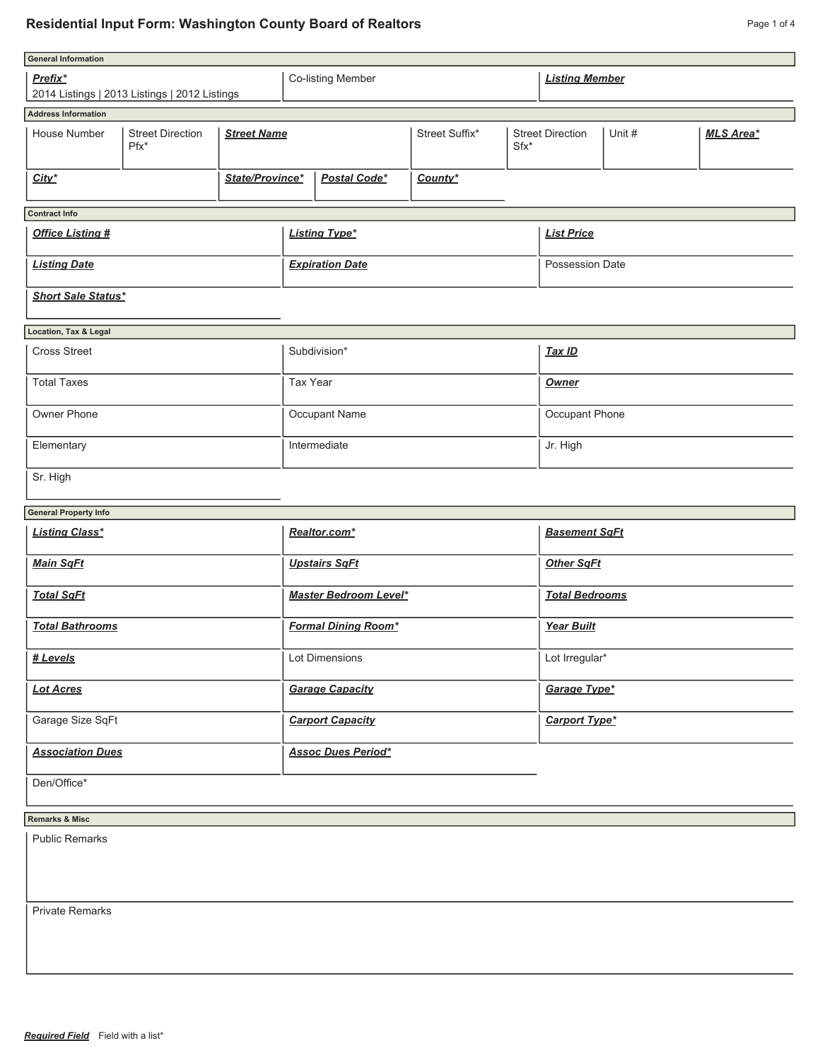# Residential Input Form: Washington County Board of Realtors

## General Information

| ***Prefix**** | Co-listing Member | ***Listing Member*** |
|---|---|---|
| 2014 Listings \| 2013 Listings \| 2012 Listings | | |

## Address Information

| House Number | Street Direction Pfx* | ***Street Name*** | Street Suffix* | Street Direction Sfx* | Unit # | ***MLS Area**** |
|---|---|---|---|---|---|---|
| | | | | | | |

| ***City**** | ***State/Province**** | ***Postal Code**** | ***County**** |
|---|---|---|---|
| | | | |

## Contract Info

| ***Office Listing #*** | ***Listing Type**** | ***List Price*** |
|---|---|---|
| ***Listing Date*** | ***Expiration Date*** | Possession Date |
| ***Short Sale Status**** | | |

## Location, Tax & Legal

| Cross Street | Subdivision* | ***Tax ID*** |
|---|---|---|
| Total Taxes | Tax Year | ***Owner*** |
| Owner Phone | Occupant Name | Occupant Phone |
| Elementary | Intermediate | Jr. High |
| Sr. High | | |

## General Property Info

| ***Listing Class**** | ***Realtor.com**** | ***Basement SqFt*** |
|---|---|---|
| ***Main SqFt*** | ***Upstairs SqFt*** | ***Other SqFt*** |
| ***Total SqFt*** | ***Master Bedroom Level**** | ***Total Bedrooms*** |
| ***Total Bathrooms*** | ***Formal Dining Room**** | ***Year Built*** |
| ***# Levels*** | Lot Dimensions | Lot Irregular* |
| ***Lot Acres*** | ***Garage Capacity*** | ***Garage Type**** |
| Garage Size SqFt | ***Carport Capacity*** | ***Carport Type**** |
| ***Association Dues*** | ***Assoc Dues Period**** | |
| Den/Office* | | |

## Remarks & Misc

Public Remarks

Private Remarks

***Required Field*** Field with a list*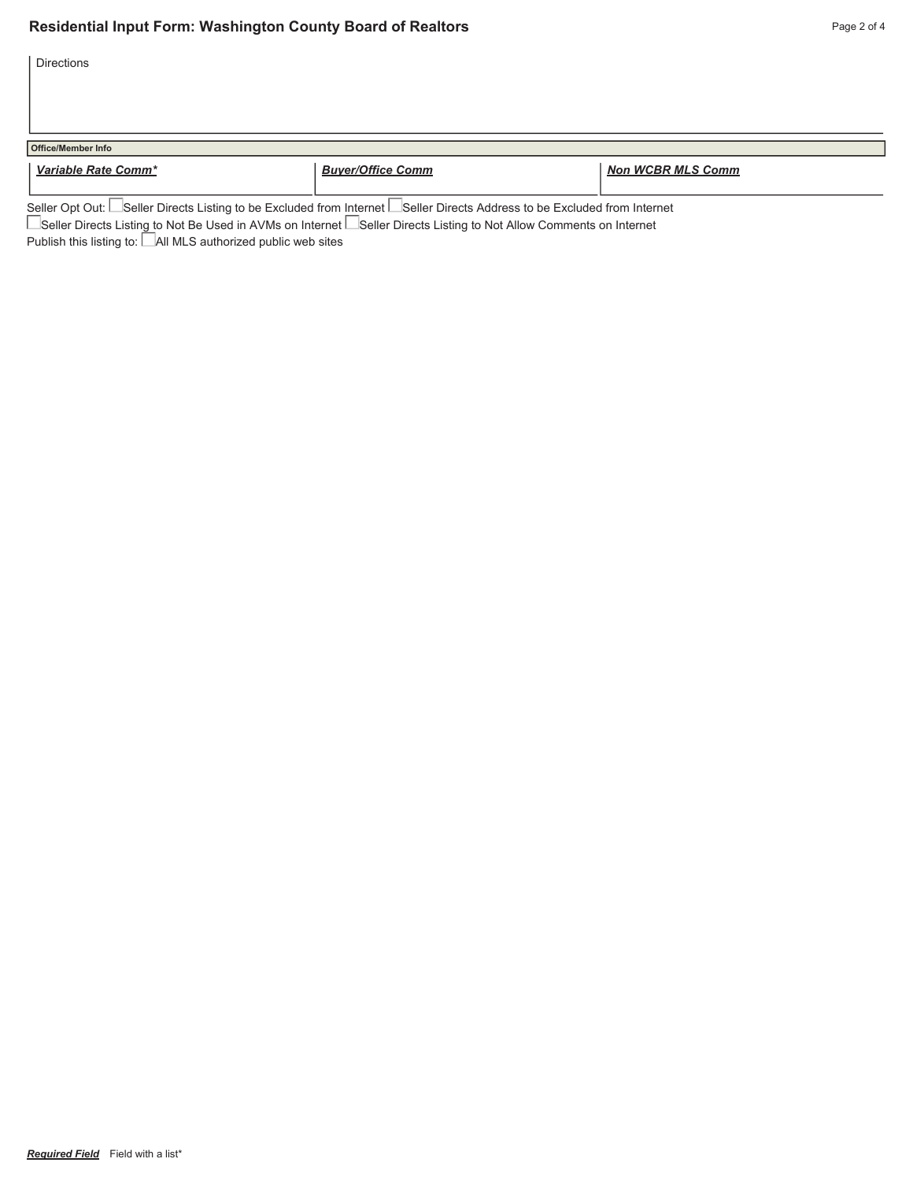# Residential Input Form: Washington County Board of Realtors

Directions

**Office/Member Info**

| ***Variable Rate Comm**** | ***Buyer/Office Comm*** | ***Non WCBR MLS Comm*** |
|---|---|---|
| | | |

Seller Opt Out: ☐ Seller Directs Listing to be Excluded from Internet ☐ Seller Directs Address to be Excluded from Internet
☐ Seller Directs Listing to Not Be Used in AVMs on Internet ☐ Seller Directs Listing to Not Allow Comments on Internet
Publish this listing to: ☐ All MLS authorized public web sites

***Required Field*** Field with a list*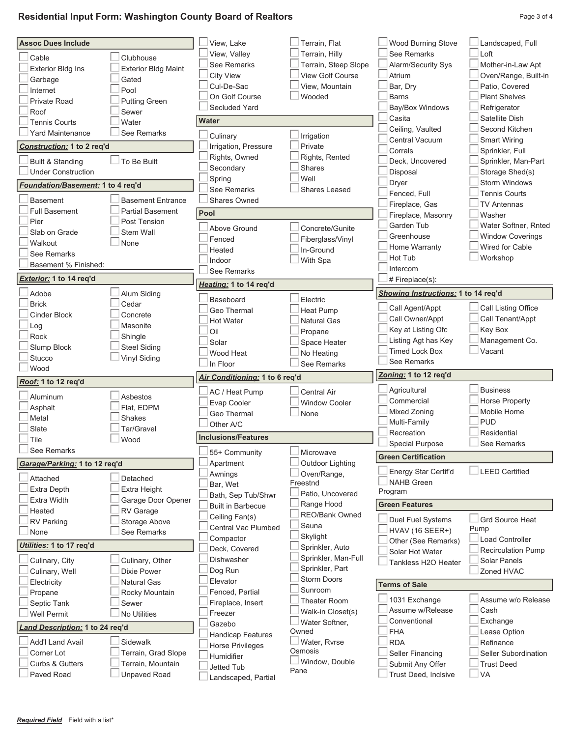## Residential Input Form: Washington County Board of Realtors

### Assoc Dues Include

- [ ] Cable
- [ ] Clubhouse
- [ ] Exterior Bldg Ins
- [ ] Exterior Bldg Maint
- [ ] Garbage
- [ ] Gated
- [ ] Internet
- [ ] Pool
- [ ] Private Road
- [ ] Putting Green
- [ ] Roof
- [ ] Sewer
- [ ] Tennis Courts
- [ ] Water
- [ ] Yard Maintenance
- [ ] See Remarks

### ***Construction:*** 1 to 2 req'd

- [ ] Built & Standing
- [ ] To Be Built
- [ ] Under Construction

### ***Foundation/Basement:*** 1 to 4 req'd

- [ ] Basement
- [ ] Basement Entrance
- [ ] Full Basement
- [ ] Partial Basement
- [ ] Pier
- [ ] Post Tension
- [ ] Slab on Grade
- [ ] Stem Wall
- [ ] Walkout
- [ ] None
- [ ] See Remarks
- [ ] Basement % Finished: ____

### ***Exterior:*** 1 to 14 req'd

- [ ] Adobe
- [ ] Alum Siding
- [ ] Brick
- [ ] Cedar
- [ ] Cinder Block
- [ ] Concrete
- [ ] Log
- [ ] Masonite
- [ ] Rock
- [ ] Shingle
- [ ] Slump Block
- [ ] Steel Siding
- [ ] Stucco
- [ ] Vinyl Siding
- [ ] Wood

### ***Roof:*** 1 to 12 req'd

- [ ] Aluminum
- [ ] Asbestos
- [ ] Asphalt
- [ ] Flat, EDPM
- [ ] Metal
- [ ] Shakes
- [ ] Slate
- [ ] Tar/Gravel
- [ ] Tile
- [ ] Wood
- [ ] See Remarks

### ***Garage/Parking:*** 1 to 12 req'd

- [ ] Attached
- [ ] Detached
- [ ] Extra Depth
- [ ] Extra Height
- [ ] Extra Width
- [ ] Garage Door Opener
- [ ] Heated
- [ ] RV Garage
- [ ] RV Parking
- [ ] Storage Above
- [ ] None
- [ ] See Remarks

### ***Utilities:*** 1 to 17 req'd

- [ ] Culinary, City
- [ ] Culinary, Other
- [ ] Culinary, Well
- [ ] Dixie Power
- [ ] Electricity
- [ ] Natural Gas
- [ ] Propane
- [ ] Rocky Mountain
- [ ] Septic Tank
- [ ] Sewer
- [ ] Well Permit
- [ ] No Utilities

### ***Land Description:*** 1 to 24 req'd

- [ ] Add'l Land Avail
- [ ] Sidewalk
- [ ] Corner Lot
- [ ] Terrain, Grad Slope
- [ ] Curbs & Gutters
- [ ] Terrain, Mountain
- [ ] Paved Road
- [ ] Unpaved Road
- [ ] View, Lake
- [ ] Terrain, Flat
- [ ] View, Valley
- [ ] Terrain, Hilly
- [ ] See Remarks
- [ ] Terrain, Steep Slope
- [ ] City View
- [ ] View Golf Course
- [ ] Cul-De-Sac
- [ ] View, Mountain
- [ ] On Golf Course
- [ ] Wooded
- [ ] Secluded Yard

### Water

- [ ] Culinary
- [ ] Irrigation
- [ ] Irrigation, Pressure
- [ ] Private
- [ ] Rights, Owned
- [ ] Rights, Rented
- [ ] Secondary
- [ ] Shares
- [ ] Spring
- [ ] Well
- [ ] See Remarks
- [ ] Shares Leased
- [ ] Shares Owned

### Pool

- [ ] Above Ground
- [ ] Concrete/Gunite
- [ ] Fenced
- [ ] Fiberglass/Vinyl
- [ ] Heated
- [ ] In-Ground
- [ ] Indoor
- [ ] With Spa
- [ ] See Remarks

### ***Heating:*** 1 to 14 req'd

- [ ] Baseboard
- [ ] Electric
- [ ] Geo Thermal
- [ ] Heat Pump
- [ ] Hot Water
- [ ] Natural Gas
- [ ] Oil
- [ ] Propane
- [ ] Solar
- [ ] Space Heater
- [ ] Wood Heat
- [ ] No Heating
- [ ] In Floor
- [ ] See Remarks

### ***Air Conditioning:*** 1 to 6 req'd

- [ ] AC / Heat Pump
- [ ] Central Air
- [ ] Evap Cooler
- [ ] Window Cooler
- [ ] Geo Thermal
- [ ] None
- [ ] Other A/C

### Inclusions/Features

- [ ] 55+ Community
- [ ] Microwave
- [ ] Apartment
- [ ] Outdoor Lighting
- [ ] Awnings
- [ ] Oven/Range, Freestnd
- [ ] Bar, Wet
- [ ] Patio, Uncovered
- [ ] Bath, Sep Tub/Shwr
- [ ] Range Hood
- [ ] Built in Barbecue
- [ ] REO/Bank Owned
- [ ] Ceiling Fan(s)
- [ ] Sauna
- [ ] Central Vac Plumbed
- [ ] Skylight
- [ ] Compactor
- [ ] Sprinkler, Auto
- [ ] Deck, Covered
- [ ] Sprinkler, Man-Full
- [ ] Dishwasher
- [ ] Sprinkler, Part
- [ ] Dog Run
- [ ] Storm Doors
- [ ] Elevator
- [ ] Sunroom
- [ ] Fenced, Partial
- [ ] Theater Room
- [ ] Fireplace, Insert
- [ ] Walk-in Closet(s)
- [ ] Freezer
- [ ] Water Softner, Owned
- [ ] Gazebo
- [ ] Water, Rvrse Osmosis
- [ ] Handicap Features
- [ ] Window, Double Pane
- [ ] Horse Privileges
- [ ] Humidifier
- [ ] Jetted Tub
- [ ] Landscaped, Partial
- [ ] Wood Burning Stove
- [ ] Landscaped, Full
- [ ] See Remarks
- [ ] Loft
- [ ] Alarm/Security Sys
- [ ] Mother-in-Law Apt
- [ ] Atrium
- [ ] Oven/Range, Built-in
- [ ] Bar, Dry
- [ ] Patio, Covered
- [ ] Barns
- [ ] Plant Shelves
- [ ] Bay/Box Windows
- [ ] Refrigerator
- [ ] Casita
- [ ] Satellite Dish
- [ ] Ceiling, Vaulted
- [ ] Second Kitchen
- [ ] Central Vacuum
- [ ] Smart Wiring
- [ ] Corrals
- [ ] Sprinkler, Full
- [ ] Deck, Uncovered
- [ ] Sprinkler, Man-Part
- [ ] Disposal
- [ ] Storage Shed(s)
- [ ] Dryer
- [ ] Storm Windows
- [ ] Fenced, Full
- [ ] Tennis Courts
- [ ] Fireplace, Gas
- [ ] TV Antennas
- [ ] Fireplace, Masonry
- [ ] Washer
- [ ] Garden Tub
- [ ] Water Softner, Rnted
- [ ] Greenhouse
- [ ] Window Coverings
- [ ] Home Warranty
- [ ] Wired for Cable
- [ ] Hot Tub
- [ ] Workshop
- [ ] Intercom
- [ ] # Fireplace(s): ____

### ***Showing Instructions:*** 1 to 14 req'd

- [ ] Call Agent/Appt
- [ ] Call Listing Office
- [ ] Call Owner/Appt
- [ ] Call Tenant/Appt
- [ ] Key at Listing Ofc
- [ ] Key Box
- [ ] Listing Agt has Key
- [ ] Management Co.
- [ ] Timed Lock Box
- [ ] Vacant
- [ ] See Remarks

### ***Zoning:*** 1 to 12 req'd

- [ ] Agricultural
- [ ] Business
- [ ] Commercial
- [ ] Horse Property
- [ ] Mixed Zoning
- [ ] Mobile Home
- [ ] Multi-Family
- [ ] PUD
- [ ] Recreation
- [ ] Residential
- [ ] Special Purpose
- [ ] See Remarks

### Green Certification

- [ ] Energy Star Certif'd
- [ ] LEED Certified
- [ ] NAHB Green Program

### Green Features

- [ ] Duel Fuel Systems
- [ ] Grd Source Heat Pump
- [ ] HVAV (16 SEER+)
- [ ] Load Controller
- [ ] Other (See Remarks)
- [ ] Recirculation Pump
- [ ] Solar Hot Water
- [ ] Solar Panels
- [ ] Tankless H2O Heater
- [ ] Zoned HVAC

### Terms of Sale

- [ ] 1031 Exchange
- [ ] Assume w/o Release
- [ ] Assume w/Release
- [ ] Cash
- [ ] Conventional
- [ ] Exchange
- [ ] FHA
- [ ] Lease Option
- [ ] RDA
- [ ] Refinance
- [ ] Seller Financing
- [ ] Seller Subordination
- [ ] Submit Any Offer
- [ ] Trust Deed
- [ ] Trust Deed, Inclsive
- [ ] VA

***Required Field*** Field with a list*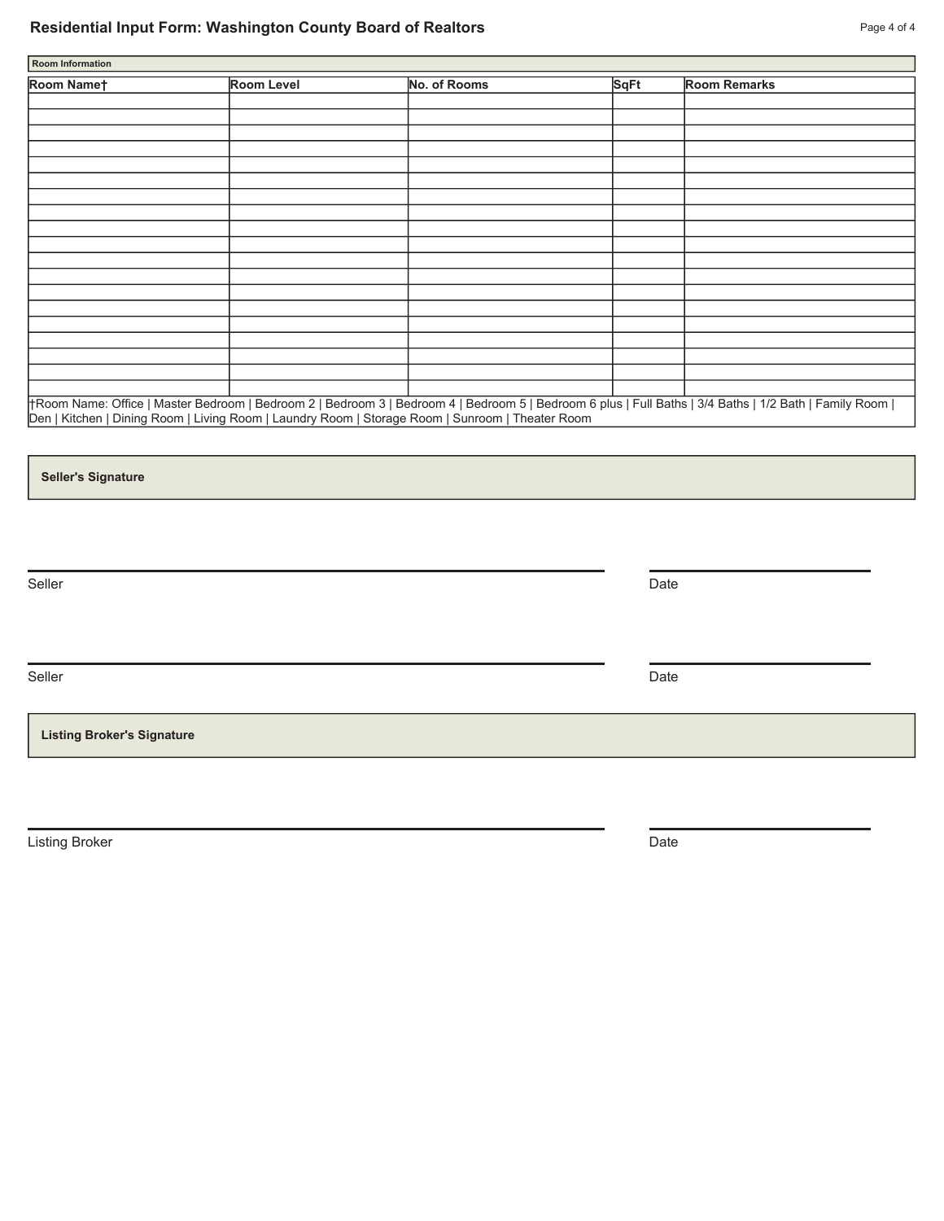# Residential Input Form: Washington County Board of Realtors

**Room Information**

| Room Name† | Room Level | No. of Rooms | SqFt | Room Remarks |
|---|---|---|---|---|
| | | | | |
| | | | | |
| | | | | |
| | | | | |
| | | | | |
| | | | | |
| | | | | |
| | | | | |
| | | | | |
| | | | | |
| | | | | |
| | | | | |
| | | | | |
| | | | | |
| | | | | |
| | | | | |
| | | | | |
| | | | | |
| | | | | |

†Room Name: Office | Master Bedroom | Bedroom 2 | Bedroom 3 | Bedroom 4 | Bedroom 5 | Bedroom 6 plus | Full Baths | 3/4 Baths | 1/2 Bath | Family Room | Den | Kitchen | Dining Room | Living Room | Laundry Room | Storage Room | Sunroom | Theater Room

**Seller's Signature**

Seller _______________________________ Date _______________

Seller _______________________________ Date _______________

**Listing Broker's Signature**

Listing Broker _______________________________ Date _______________